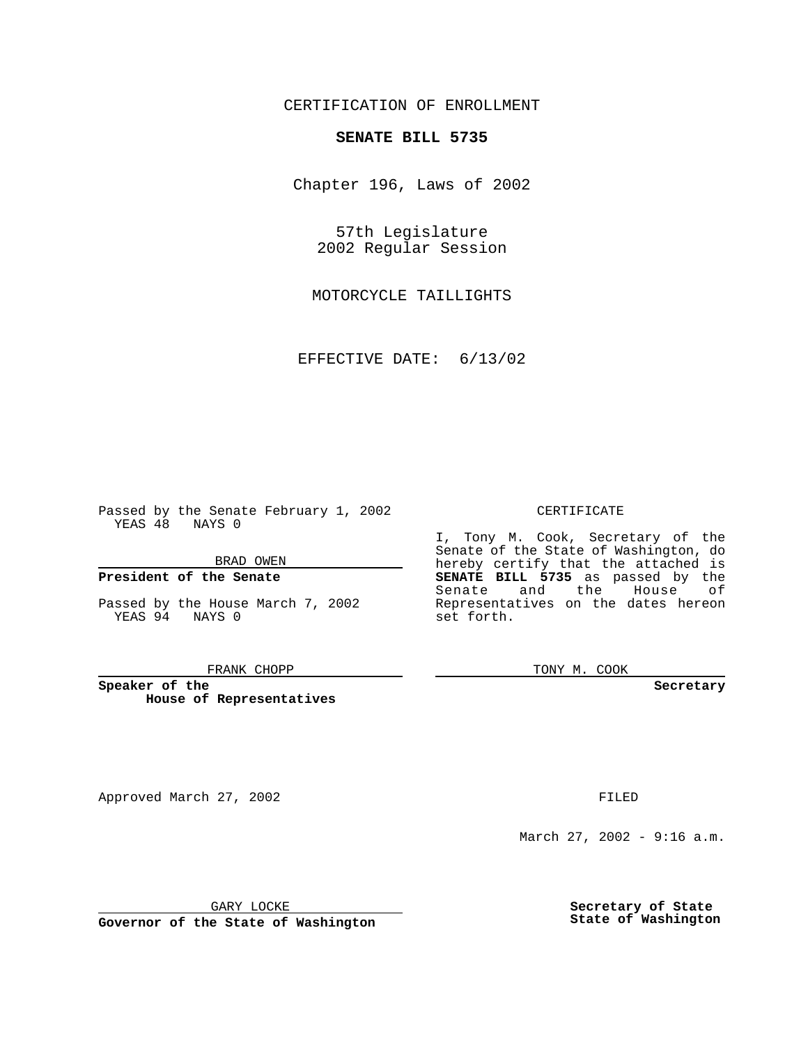CERTIFICATION OF ENROLLMENT

**SENATE BILL 5735**

Chapter 196, Laws of 2002

57th Legislature
2002 Regular Session

MOTORCYCLE TAILLIGHTS

EFFECTIVE DATE: 6/13/02

Passed by the Senate February 1, 2002
YEAS 48 NAYS 0

BRAD OWEN

**President of the Senate**

Passed by the House March 7, 2002
YEAS 94 NAYS 0

FRANK CHOPP

**Speaker of the House of Representatives**

CERTIFICATE

I, Tony M. Cook, Secretary of the Senate of the State of Washington, do hereby certify that the attached is **SENATE BILL 5735** as passed by the Senate and the House of Representatives on the dates hereon set forth.

TONY M. COOK

**Secretary**

Approved March 27, 2002

GARY LOCKE

**Governor of the State of Washington**

FILED

March 27, 2002 - 9:16 a.m.

**Secretary of State**
**State of Washington**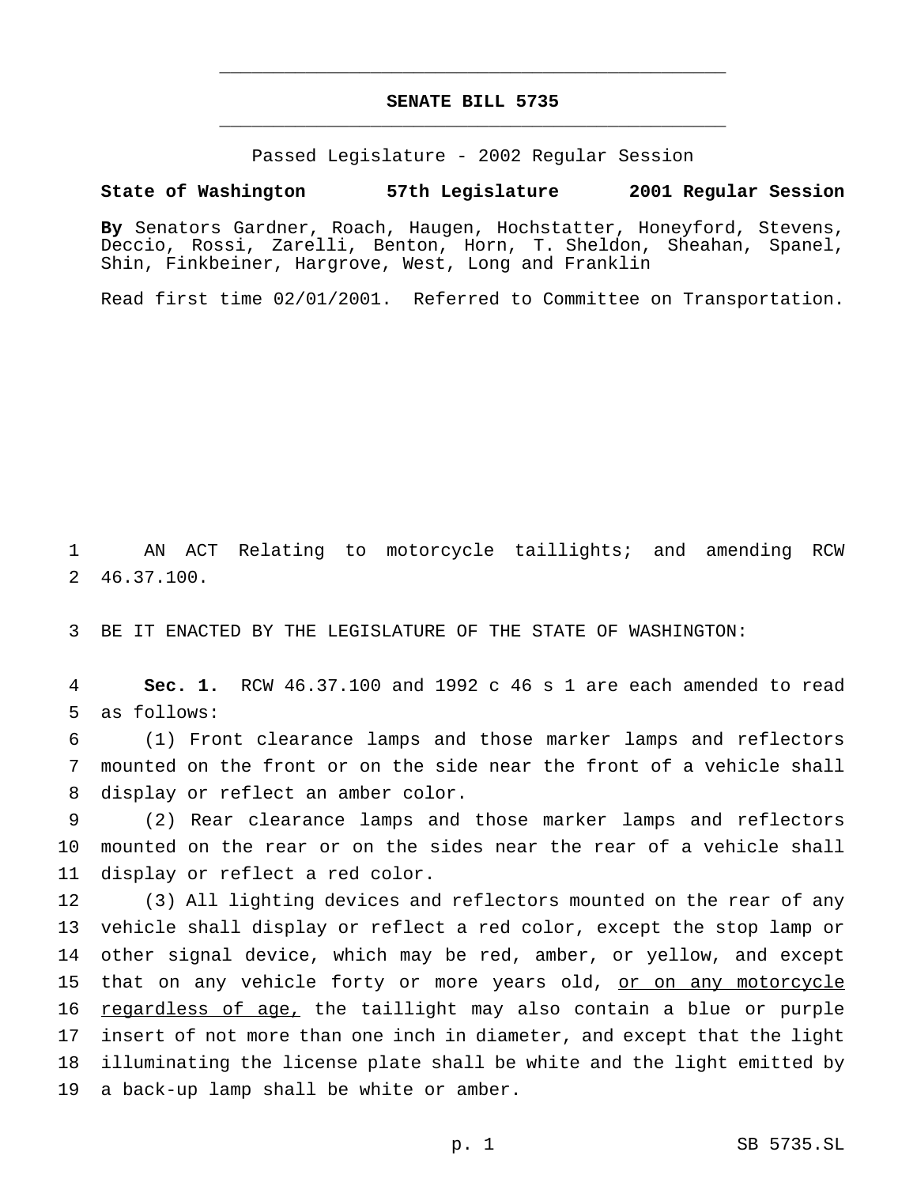# SENATE BILL 5735

Passed Legislature - 2002 Regular Session

**State of Washington 57th Legislature 2001 Regular Session**

**By** Senators Gardner, Roach, Haugen, Hochstatter, Honeyford, Stevens, Deccio, Rossi, Zarelli, Benton, Horn, T. Sheldon, Sheahan, Spanel, Shin, Finkbeiner, Hargrove, West, Long and Franklin

Read first time 02/01/2001. Referred to Committee on Transportation.

1 AN ACT Relating to motorcycle taillights; and amending RCW
2 46.37.100.

3 BE IT ENACTED BY THE LEGISLATURE OF THE STATE OF WASHINGTON:

4 **Sec. 1.** RCW 46.37.100 and 1992 c 46 s 1 are each amended to read
5 as follows:

6 (1) Front clearance lamps and those marker lamps and reflectors
7 mounted on the front or on the side near the front of a vehicle shall
8 display or reflect an amber color.

9 (2) Rear clearance lamps and those marker lamps and reflectors
10 mounted on the rear or on the sides near the rear of a vehicle shall
11 display or reflect a red color.

12 (3) All lighting devices and reflectors mounted on the rear of any
13 vehicle shall display or reflect a red color, except the stop lamp or
14 other signal device, which may be red, amber, or yellow, and except
15 that on any vehicle forty or more years old, <u>or on any motorcycle</u>
16 <u>regardless of age,</u> the taillight may also contain a blue or purple
17 insert of not more than one inch in diameter, and except that the light
18 illuminating the license plate shall be white and the light emitted by
19 a back-up lamp shall be white or amber.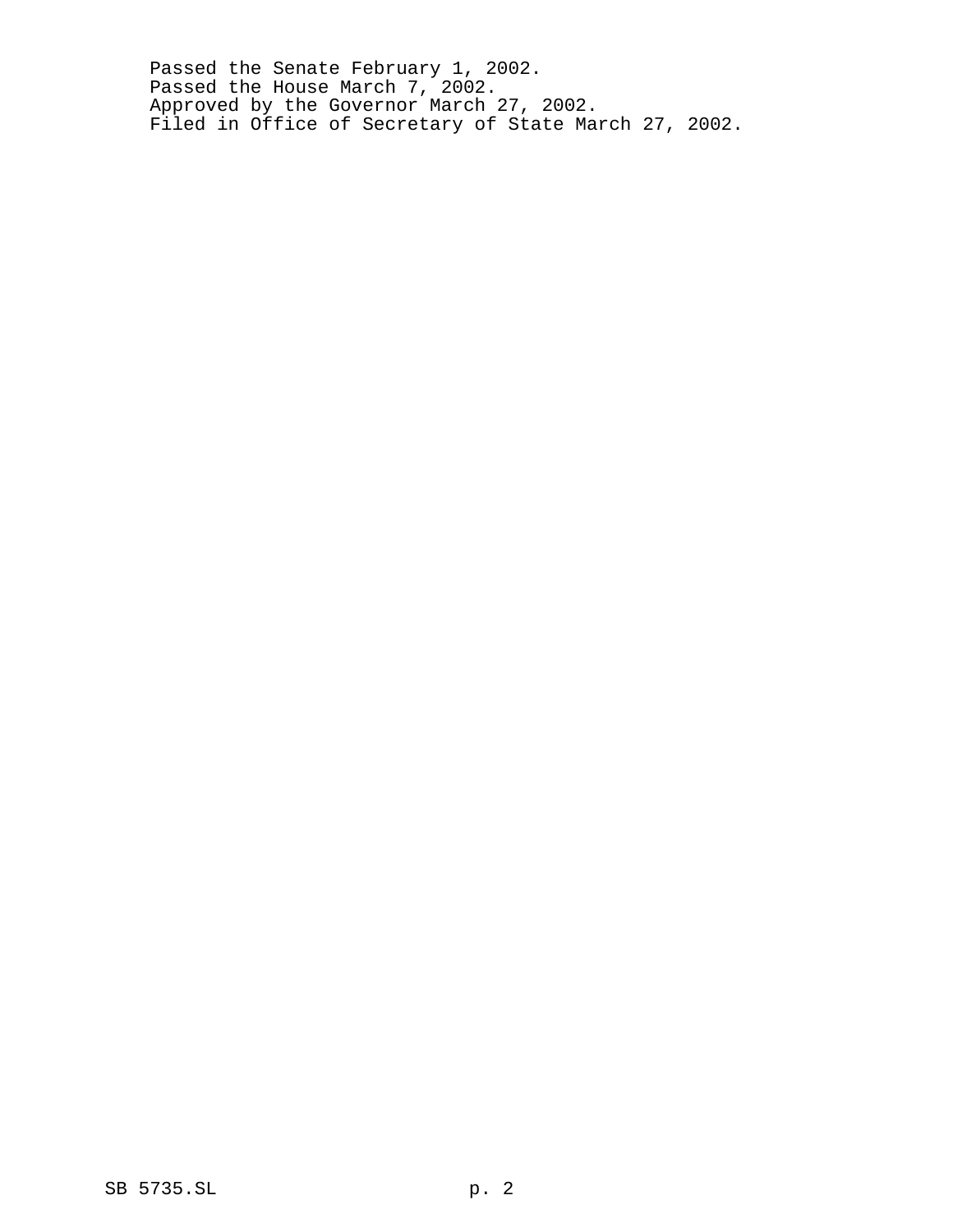Passed the Senate February 1, 2002.
Passed the House March 7, 2002.
Approved by the Governor March 27, 2002.
Filed in Office of Secretary of State March 27, 2002.